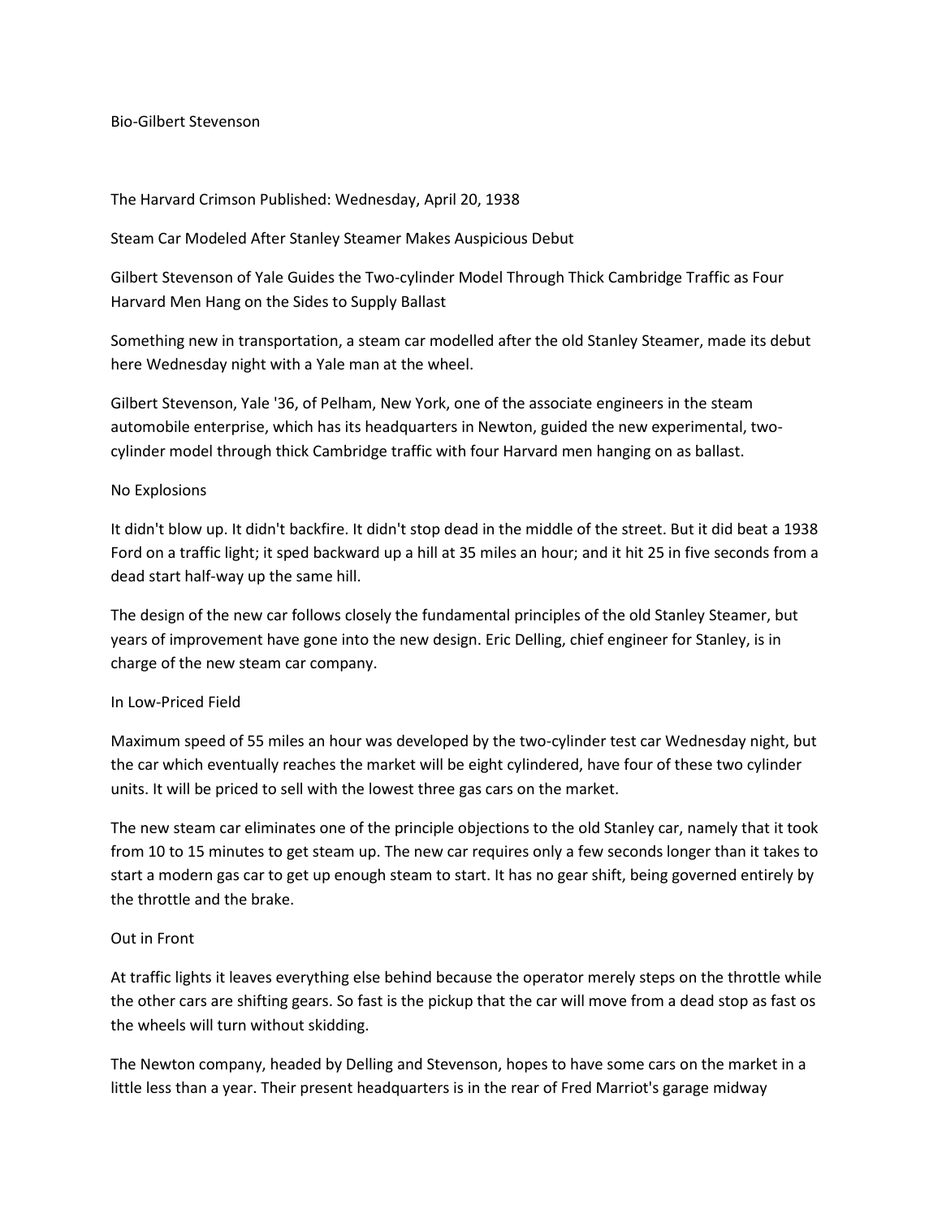Bio-Gilbert Stevenson

The Harvard Crimson Published: Wednesday, April 20, 1938

# Steam Car Modeled After Stanley Steamer Makes Auspicious Debut

Gilbert Stevenson of Yale Guides the Two-cylinder Model Through Thick Cambridge Traffic as Four Harvard Men Hang on the Sides to Supply Ballast

Something new in transportation, a steam car modelled after the old Stanley Steamer, made its debut here Wednesday night with a Yale man at the wheel.

Gilbert Stevenson, Yale '36, of Pelham, New York, one of the associate engineers in the steam automobile enterprise, which has its headquarters in Newton, guided the new experimental, two-cylinder model through thick Cambridge traffic with four Harvard men hanging on as ballast.

## No Explosions

It didn't blow up. It didn't backfire. It didn't stop dead in the middle of the street. But it did beat a 1938 Ford on a traffic light; it sped backward up a hill at 35 miles an hour; and it hit 25 in five seconds from a dead start half-way up the same hill.

The design of the new car follows closely the fundamental principles of the old Stanley Steamer, but years of improvement have gone into the new design. Eric Delling, chief engineer for Stanley, is in charge of the new steam car company.

## In Low-Priced Field

Maximum speed of 55 miles an hour was developed by the two-cylinder test car Wednesday night, but the car which eventually reaches the market will be eight cylindered, have four of these two cylinder units. It will be priced to sell with the lowest three gas cars on the market.

The new steam car eliminates one of the principle objections to the old Stanley car, namely that it took from 10 to 15 minutes to get steam up. The new car requires only a few seconds longer than it takes to start a modern gas car to get up enough steam to start. It has no gear shift, being governed entirely by the throttle and the brake.

## Out in Front

At traffic lights it leaves everything else behind because the operator merely steps on the throttle while the other cars are shifting gears. So fast is the pickup that the car will move from a dead stop as fast os the wheels will turn without skidding.

The Newton company, headed by Delling and Stevenson, hopes to have some cars on the market in a little less than a year. Their present headquarters is in the rear of Fred Marriot's garage midway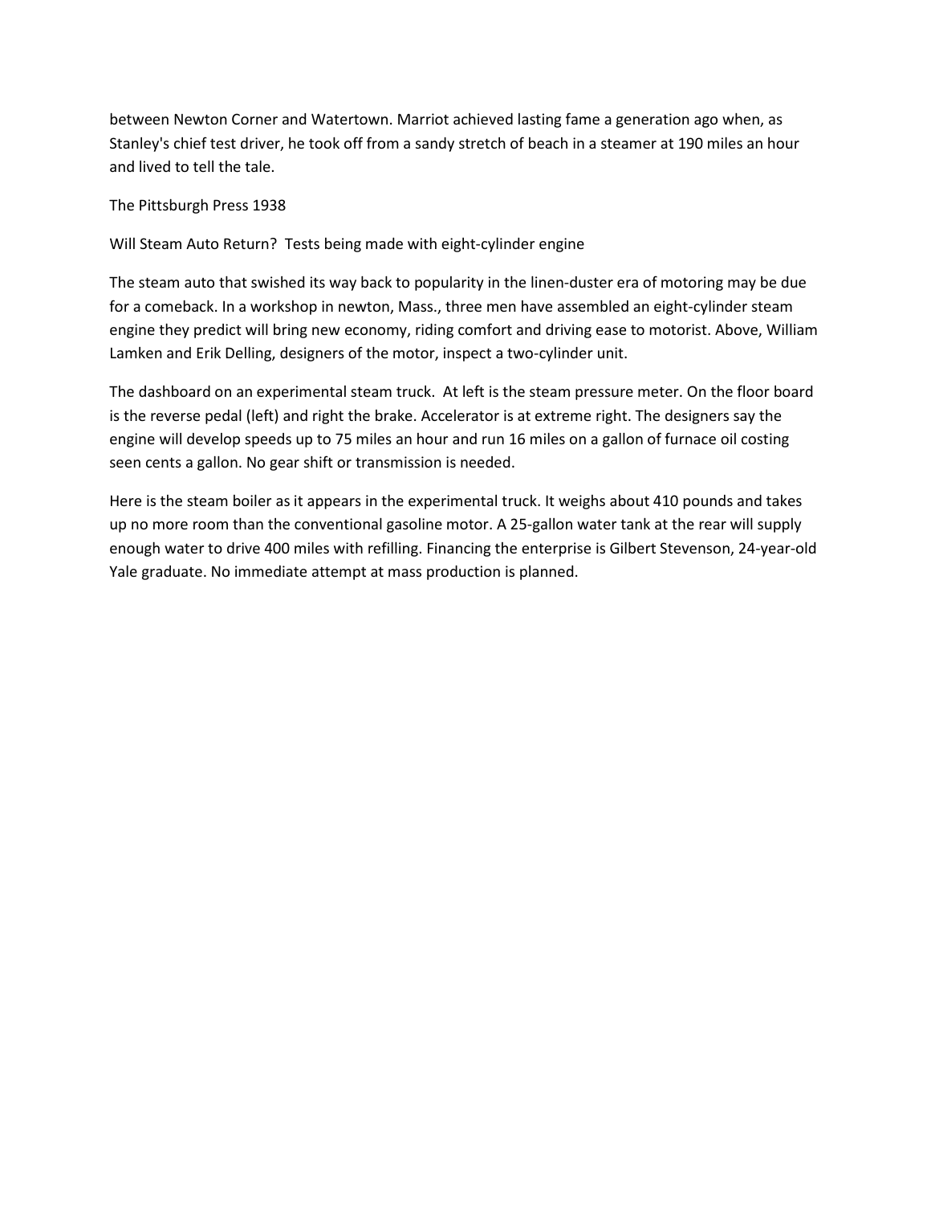between Newton Corner and Watertown. Marriot achieved lasting fame a generation ago when, as Stanley's chief test driver, he took off from a sandy stretch of beach in a steamer at 190 miles an hour and lived to tell the tale.

The Pittsburgh Press 1938

Will Steam Auto Return?  Tests being made with eight-cylinder engine

The steam auto that swished its way back to popularity in the linen-duster era of motoring may be due for a comeback. In a workshop in newton, Mass., three men have assembled an eight-cylinder steam engine they predict will bring new economy, riding comfort and driving ease to motorist. Above, William Lamken and Erik Delling, designers of the motor, inspect a two-cylinder unit.

The dashboard on an experimental steam truck.  At left is the steam pressure meter. On the floor board is the reverse pedal (left) and right the brake. Accelerator is at extreme right. The designers say the engine will develop speeds up to 75 miles an hour and run 16 miles on a gallon of furnace oil costing seen cents a gallon. No gear shift or transmission is needed.

Here is the steam boiler as it appears in the experimental truck. It weighs about 410 pounds and takes up no more room than the conventional gasoline motor. A 25-gallon water tank at the rear will supply enough water to drive 400 miles with refilling. Financing the enterprise is Gilbert Stevenson, 24-year-old Yale graduate. No immediate attempt at mass production is planned.